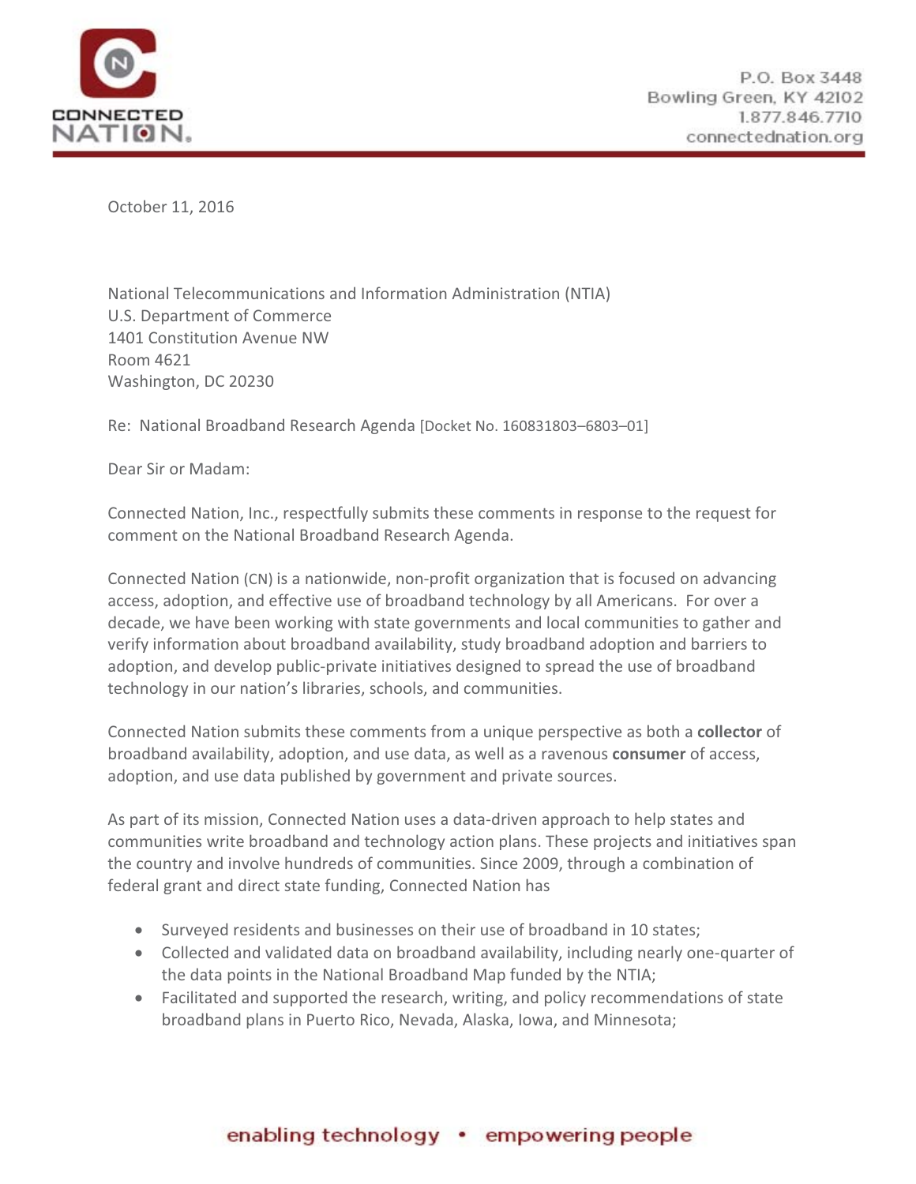CONNECTED NATION.

P.O. Box 3448
Bowling Green, KY 42102
1.877.846.7710
connectednation.org

October 11, 2016

National Telecommunications and Information Administration (NTIA)
U.S. Department of Commerce
1401 Constitution Avenue NW
Room 4621
Washington, DC 20230

Re: National Broadband Research Agenda [Docket No. 160831803–6803–01]

Dear Sir or Madam:

Connected Nation, Inc., respectfully submits these comments in response to the request for comment on the National Broadband Research Agenda.

Connected Nation (CN) is a nationwide, non-profit organization that is focused on advancing access, adoption, and effective use of broadband technology by all Americans. For over a decade, we have been working with state governments and local communities to gather and verify information about broadband availability, study broadband adoption and barriers to adoption, and develop public-private initiatives designed to spread the use of broadband technology in our nation's libraries, schools, and communities.

Connected Nation submits these comments from a unique perspective as both a **collector** of broadband availability, adoption, and use data, as well as a ravenous **consumer** of access, adoption, and use data published by government and private sources.

As part of its mission, Connected Nation uses a data-driven approach to help states and communities write broadband and technology action plans. These projects and initiatives span the country and involve hundreds of communities. Since 2009, through a combination of federal grant and direct state funding, Connected Nation has

- Surveyed residents and businesses on their use of broadband in 10 states;
- Collected and validated data on broadband availability, including nearly one-quarter of the data points in the National Broadband Map funded by the NTIA;
- Facilitated and supported the research, writing, and policy recommendations of state broadband plans in Puerto Rico, Nevada, Alaska, Iowa, and Minnesota;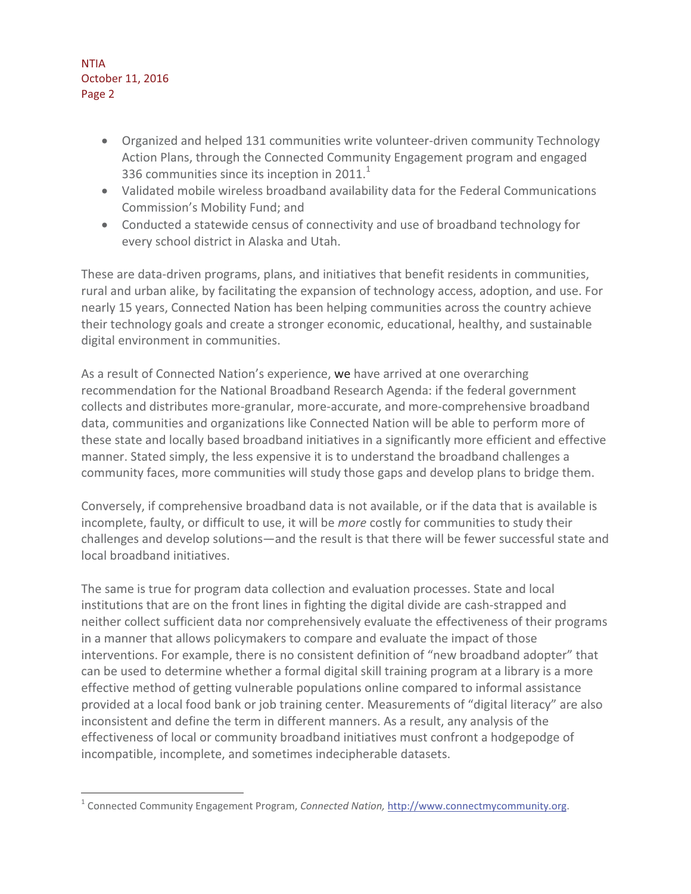- Organized and helped 131 communities write volunteer-driven community Technology Action Plans, through the Connected Community Engagement program and engaged 336 communities since its inception in 2011.[1]
- Validated mobile wireless broadband availability data for the Federal Communications Commission's Mobility Fund; and
- Conducted a statewide census of connectivity and use of broadband technology for every school district in Alaska and Utah.

These are data-driven programs, plans, and initiatives that benefit residents in communities, rural and urban alike, by facilitating the expansion of technology access, adoption, and use. For nearly 15 years, Connected Nation has been helping communities across the country achieve their technology goals and create a stronger economic, educational, healthy, and sustainable digital environment in communities.

As a result of Connected Nation's experience, we have arrived at one overarching recommendation for the National Broadband Research Agenda: if the federal government collects and distributes more-granular, more-accurate, and more-comprehensive broadband data, communities and organizations like Connected Nation will be able to perform more of these state and locally based broadband initiatives in a significantly more efficient and effective manner. Stated simply, the less expensive it is to understand the broadband challenges a community faces, more communities will study those gaps and develop plans to bridge them.

Conversely, if comprehensive broadband data is not available, or if the data that is available is incomplete, faulty, or difficult to use, it will be *more* costly for communities to study their challenges and develop solutions—and the result is that there will be fewer successful state and local broadband initiatives.

The same is true for program data collection and evaluation processes. State and local institutions that are on the front lines in fighting the digital divide are cash-strapped and neither collect sufficient data nor comprehensively evaluate the effectiveness of their programs in a manner that allows policymakers to compare and evaluate the impact of those interventions. For example, there is no consistent definition of "new broadband adopter" that can be used to determine whether a formal digital skill training program at a library is a more effective method of getting vulnerable populations online compared to informal assistance provided at a local food bank or job training center. Measurements of "digital literacy" are also inconsistent and define the term in different manners. As a result, any analysis of the effectiveness of local or community broadband initiatives must confront a hodgepodge of incompatible, incomplete, and sometimes indecipherable datasets.

---

[1] Connected Community Engagement Program, *Connected Nation,* http://www.connectmycommunity.org.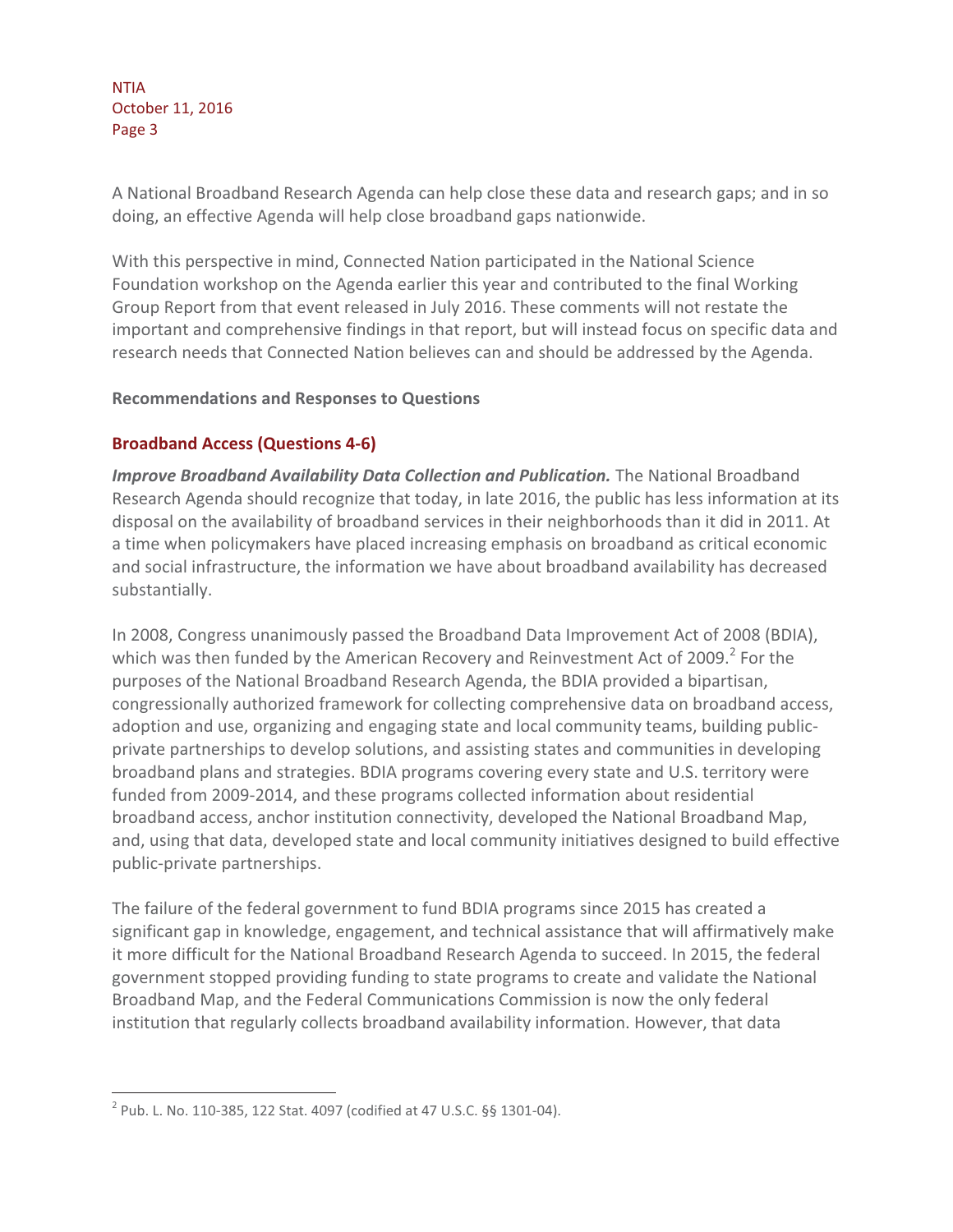A National Broadband Research Agenda can help close these data and research gaps; and in so doing, an effective Agenda will help close broadband gaps nationwide.

With this perspective in mind, Connected Nation participated in the National Science Foundation workshop on the Agenda earlier this year and contributed to the final Working Group Report from that event released in July 2016. These comments will not restate the important and comprehensive findings in that report, but will instead focus on specific data and research needs that Connected Nation believes can and should be addressed by the Agenda.

**Recommendations and Responses to Questions**

### Broadband Access (Questions 4-6)

***Improve Broadband Availability Data Collection and Publication.*** The National Broadband Research Agenda should recognize that today, in late 2016, the public has less information at its disposal on the availability of broadband services in their neighborhoods than it did in 2011. At a time when policymakers have placed increasing emphasis on broadband as critical economic and social infrastructure, the information we have about broadband availability has decreased substantially.

In 2008, Congress unanimously passed the Broadband Data Improvement Act of 2008 (BDIA), which was then funded by the American Recovery and Reinvestment Act of 2009.[2] For the purposes of the National Broadband Research Agenda, the BDIA provided a bipartisan, congressionally authorized framework for collecting comprehensive data on broadband access, adoption and use, organizing and engaging state and local community teams, building public-private partnerships to develop solutions, and assisting states and communities in developing broadband plans and strategies. BDIA programs covering every state and U.S. territory were funded from 2009-2014, and these programs collected information about residential broadband access, anchor institution connectivity, developed the National Broadband Map, and, using that data, developed state and local community initiatives designed to build effective public-private partnerships.

The failure of the federal government to fund BDIA programs since 2015 has created a significant gap in knowledge, engagement, and technical assistance that will affirmatively make it more difficult for the National Broadband Research Agenda to succeed. In 2015, the federal government stopped providing funding to state programs to create and validate the National Broadband Map, and the Federal Communications Commission is now the only federal institution that regularly collects broadband availability information. However, that data

[2] Pub. L. No. 110-385, 122 Stat. 4097 (codified at 47 U.S.C. §§ 1301-04).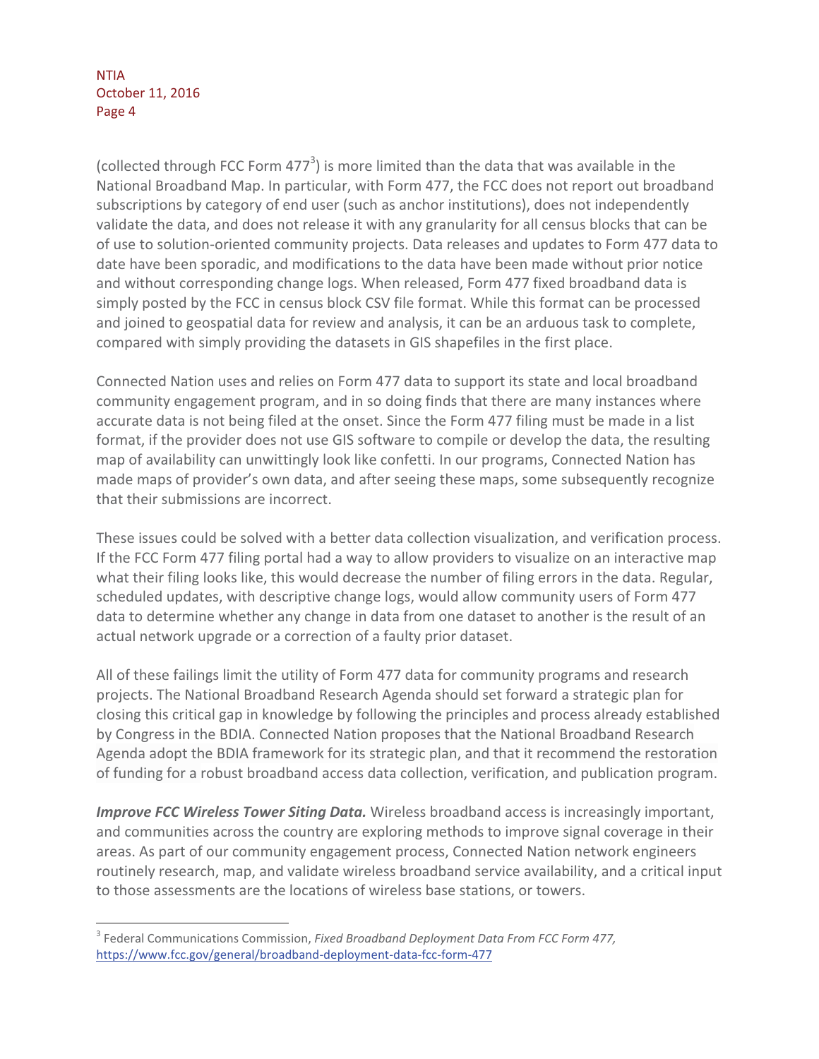(collected through FCC Form 477[3]) is more limited than the data that was available in the National Broadband Map. In particular, with Form 477, the FCC does not report out broadband subscriptions by category of end user (such as anchor institutions), does not independently validate the data, and does not release it with any granularity for all census blocks that can be of use to solution-oriented community projects. Data releases and updates to Form 477 data to date have been sporadic, and modifications to the data have been made without prior notice and without corresponding change logs. When released, Form 477 fixed broadband data is simply posted by the FCC in census block CSV file format. While this format can be processed and joined to geospatial data for review and analysis, it can be an arduous task to complete, compared with simply providing the datasets in GIS shapefiles in the first place.

Connected Nation uses and relies on Form 477 data to support its state and local broadband community engagement program, and in so doing finds that there are many instances where accurate data is not being filed at the onset. Since the Form 477 filing must be made in a list format, if the provider does not use GIS software to compile or develop the data, the resulting map of availability can unwittingly look like confetti. In our programs, Connected Nation has made maps of provider's own data, and after seeing these maps, some subsequently recognize that their submissions are incorrect.

These issues could be solved with a better data collection visualization, and verification process. If the FCC Form 477 filing portal had a way to allow providers to visualize on an interactive map what their filing looks like, this would decrease the number of filing errors in the data. Regular, scheduled updates, with descriptive change logs, would allow community users of Form 477 data to determine whether any change in data from one dataset to another is the result of an actual network upgrade or a correction of a faulty prior dataset.

All of these failings limit the utility of Form 477 data for community programs and research projects. The National Broadband Research Agenda should set forward a strategic plan for closing this critical gap in knowledge by following the principles and process already established by Congress in the BDIA. Connected Nation proposes that the National Broadband Research Agenda adopt the BDIA framework for its strategic plan, and that it recommend the restoration of funding for a robust broadband access data collection, verification, and publication program.

***Improve FCC Wireless Tower Siting Data.*** Wireless broadband access is increasingly important, and communities across the country are exploring methods to improve signal coverage in their areas. As part of our community engagement process, Connected Nation network engineers routinely research, map, and validate wireless broadband service availability, and a critical input to those assessments are the locations of wireless base stations, or towers.

---

[3] Federal Communications Commission, *Fixed Broadband Deployment Data From FCC Form 477,* https://www.fcc.gov/general/broadband-deployment-data-fcc-form-477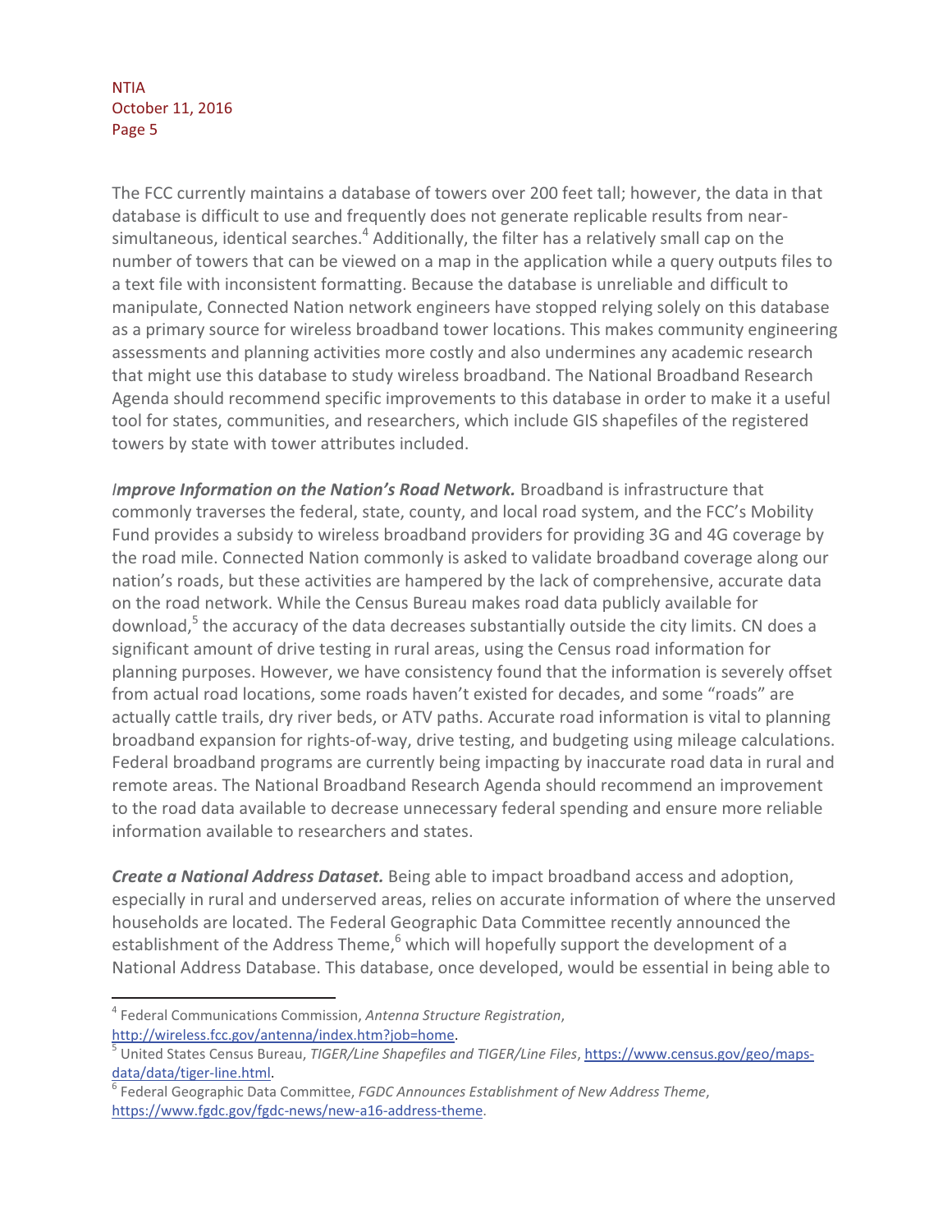The FCC currently maintains a database of towers over 200 feet tall; however, the data in that database is difficult to use and frequently does not generate replicable results from near-simultaneous, identical searches.[4] Additionally, the filter has a relatively small cap on the number of towers that can be viewed on a map in the application while a query outputs files to a text file with inconsistent formatting. Because the database is unreliable and difficult to manipulate, Connected Nation network engineers have stopped relying solely on this database as a primary source for wireless broadband tower locations. This makes community engineering assessments and planning activities more costly and also undermines any academic research that might use this database to study wireless broadband. The National Broadband Research Agenda should recommend specific improvements to this database in order to make it a useful tool for states, communities, and researchers, which include GIS shapefiles of the registered towers by state with tower attributes included.

***Improve Information on the Nation's Road Network.*** Broadband is infrastructure that commonly traverses the federal, state, county, and local road system, and the FCC's Mobility Fund provides a subsidy to wireless broadband providers for providing 3G and 4G coverage by the road mile. Connected Nation commonly is asked to validate broadband coverage along our nation's roads, but these activities are hampered by the lack of comprehensive, accurate data on the road network. While the Census Bureau makes road data publicly available for download,[5] the accuracy of the data decreases substantially outside the city limits. CN does a significant amount of drive testing in rural areas, using the Census road information for planning purposes. However, we have consistency found that the information is severely offset from actual road locations, some roads haven't existed for decades, and some "roads" are actually cattle trails, dry river beds, or ATV paths. Accurate road information is vital to planning broadband expansion for rights-of-way, drive testing, and budgeting using mileage calculations. Federal broadband programs are currently being impacting by inaccurate road data in rural and remote areas. The National Broadband Research Agenda should recommend an improvement to the road data available to decrease unnecessary federal spending and ensure more reliable information available to researchers and states.

***Create a National Address Dataset.*** Being able to impact broadband access and adoption, especially in rural and underserved areas, relies on accurate information of where the unserved households are located. The Federal Geographic Data Committee recently announced the establishment of the Address Theme,[6] which will hopefully support the development of a National Address Database. This database, once developed, would be essential in being able to

---

[4] Federal Communications Commission, *Antenna Structure Registration*, http://wireless.fcc.gov/antenna/index.htm?job=home.

[5] United States Census Bureau, *TIGER/Line Shapefiles and TIGER/Line Files*, https://www.census.gov/geo/maps-data/data/tiger-line.html.

[6] Federal Geographic Data Committee, *FGDC Announces Establishment of New Address Theme*, https://www.fgdc.gov/fgdc-news/new-a16-address-theme.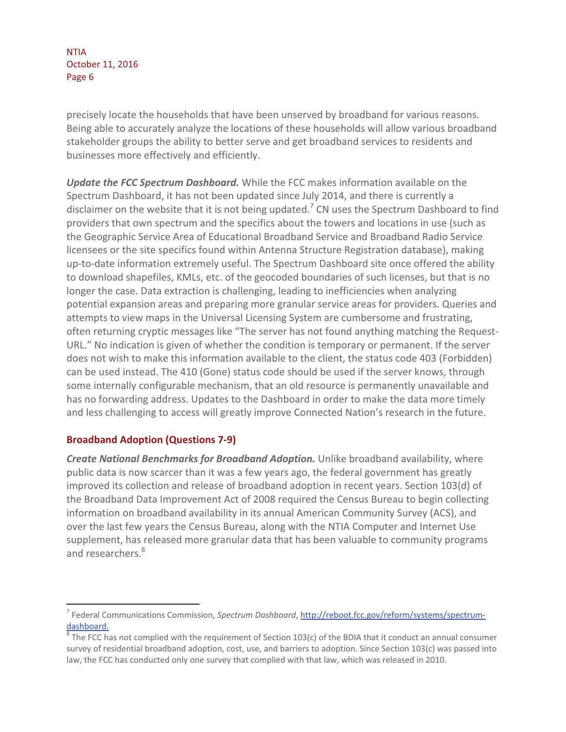precisely locate the households that have been unserved by broadband for various reasons. Being able to accurately analyze the locations of these households will allow various broadband stakeholder groups the ability to better serve and get broadband services to residents and businesses more effectively and efficiently.

***Update the FCC Spectrum Dashboard.*** While the FCC makes information available on the Spectrum Dashboard, it has not been updated since July 2014, and there is currently a disclaimer on the website that it is not being updated.[7] CN uses the Spectrum Dashboard to find providers that own spectrum and the specifics about the towers and locations in use (such as the Geographic Service Area of Educational Broadband Service and Broadband Radio Service licensees or the site specifics found within Antenna Structure Registration database), making up-to-date information extremely useful. The Spectrum Dashboard site once offered the ability to download shapefiles, KMLs, etc. of the geocoded boundaries of such licenses, but that is no longer the case. Data extraction is challenging, leading to inefficiencies when analyzing potential expansion areas and preparing more granular service areas for providers. Queries and attempts to view maps in the Universal Licensing System are cumbersome and frustrating, often returning cryptic messages like "The server has not found anything matching the Request-URL." No indication is given of whether the condition is temporary or permanent. If the server does not wish to make this information available to the client, the status code 403 (Forbidden) can be used instead. The 410 (Gone) status code should be used if the server knows, through some internally configurable mechanism, that an old resource is permanently unavailable and has no forwarding address. Updates to the Dashboard in order to make the data more timely and less challenging to access will greatly improve Connected Nation's research in the future.

### Broadband Adoption (Questions 7-9)

***Create National Benchmarks for Broadband Adoption.*** Unlike broadband availability, where public data is now scarcer than it was a few years ago, the federal government has greatly improved its collection and release of broadband adoption in recent years. Section 103(d) of the Broadband Data Improvement Act of 2008 required the Census Bureau to begin collecting information on broadband availability in its annual American Community Survey (ACS), and over the last few years the Census Bureau, along with the NTIA Computer and Internet Use supplement, has released more granular data that has been valuable to community programs and researchers.[8]

---

[7] Federal Communications Commission, *Spectrum Dashboard*, http://reboot.fcc.gov/reform/systems/spectrum-dashboard.

[8] The FCC has not complied with the requirement of Section 103(c) of the BDIA that it conduct an annual consumer survey of residential broadband adoption, cost, use, and barriers to adoption. Since Section 103(c) was passed into law, the FCC has conducted only one survey that complied with that law, which was released in 2010.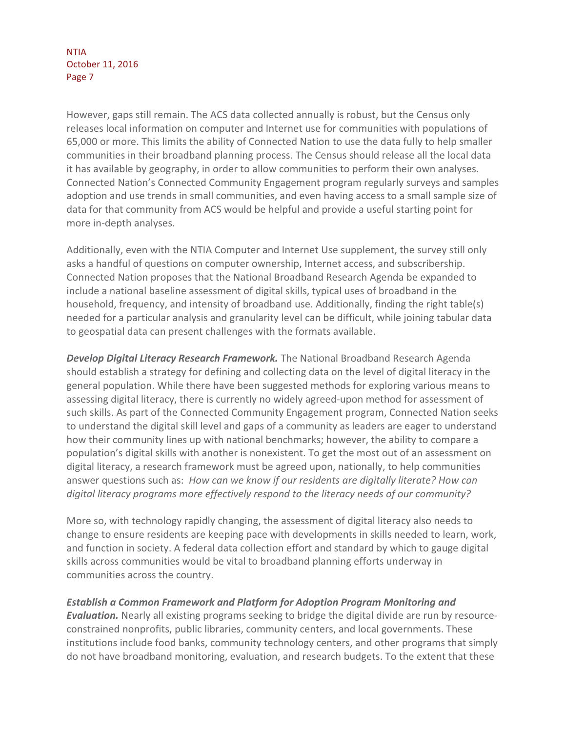However, gaps still remain. The ACS data collected annually is robust, but the Census only releases local information on computer and Internet use for communities with populations of 65,000 or more. This limits the ability of Connected Nation to use the data fully to help smaller communities in their broadband planning process. The Census should release all the local data it has available by geography, in order to allow communities to perform their own analyses. Connected Nation's Connected Community Engagement program regularly surveys and samples adoption and use trends in small communities, and even having access to a small sample size of data for that community from ACS would be helpful and provide a useful starting point for more in-depth analyses.

Additionally, even with the NTIA Computer and Internet Use supplement, the survey still only asks a handful of questions on computer ownership, Internet access, and subscribership. Connected Nation proposes that the National Broadband Research Agenda be expanded to include a national baseline assessment of digital skills, typical uses of broadband in the household, frequency, and intensity of broadband use. Additionally, finding the right table(s) needed for a particular analysis and granularity level can be difficult, while joining tabular data to geospatial data can present challenges with the formats available.

***Develop Digital Literacy Research Framework.*** The National Broadband Research Agenda should establish a strategy for defining and collecting data on the level of digital literacy in the general population. While there have been suggested methods for exploring various means to assessing digital literacy, there is currently no widely agreed-upon method for assessment of such skills. As part of the Connected Community Engagement program, Connected Nation seeks to understand the digital skill level and gaps of a community as leaders are eager to understand how their community lines up with national benchmarks; however, the ability to compare a population's digital skills with another is nonexistent. To get the most out of an assessment on digital literacy, a research framework must be agreed upon, nationally, to help communities answer questions such as: *How can we know if our residents are digitally literate? How can digital literacy programs more effectively respond to the literacy needs of our community?*

More so, with technology rapidly changing, the assessment of digital literacy also needs to change to ensure residents are keeping pace with developments in skills needed to learn, work, and function in society. A federal data collection effort and standard by which to gauge digital skills across communities would be vital to broadband planning efforts underway in communities across the country.

***Establish a Common Framework and Platform for Adoption Program Monitoring and Evaluation.*** Nearly all existing programs seeking to bridge the digital divide are run by resource-constrained nonprofits, public libraries, community centers, and local governments. These institutions include food banks, community technology centers, and other programs that simply do not have broadband monitoring, evaluation, and research budgets. To the extent that these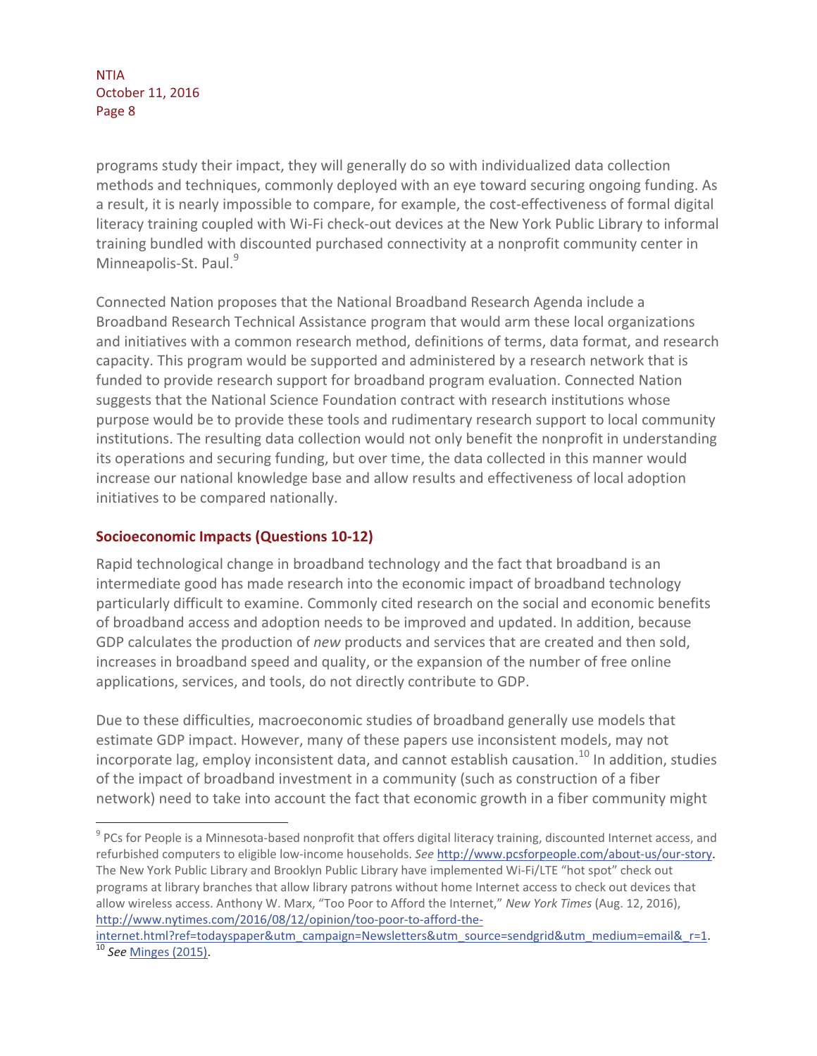programs study their impact, they will generally do so with individualized data collection methods and techniques, commonly deployed with an eye toward securing ongoing funding. As a result, it is nearly impossible to compare, for example, the cost-effectiveness of formal digital literacy training coupled with Wi-Fi check-out devices at the New York Public Library to informal training bundled with discounted purchased connectivity at a nonprofit community center in Minneapolis-St. Paul.[9]

Connected Nation proposes that the National Broadband Research Agenda include a Broadband Research Technical Assistance program that would arm these local organizations and initiatives with a common research method, definitions of terms, data format, and research capacity. This program would be supported and administered by a research network that is funded to provide research support for broadband program evaluation. Connected Nation suggests that the National Science Foundation contract with research institutions whose purpose would be to provide these tools and rudimentary research support to local community institutions. The resulting data collection would not only benefit the nonprofit in understanding its operations and securing funding, but over time, the data collected in this manner would increase our national knowledge base and allow results and effectiveness of local adoption initiatives to be compared nationally.

## Socioeconomic Impacts (Questions 10-12)

Rapid technological change in broadband technology and the fact that broadband is an intermediate good has made research into the economic impact of broadband technology particularly difficult to examine. Commonly cited research on the social and economic benefits of broadband access and adoption needs to be improved and updated. In addition, because GDP calculates the production of *new* products and services that are created and then sold, increases in broadband speed and quality, or the expansion of the number of free online applications, services, and tools, do not directly contribute to GDP.

Due to these difficulties, macroeconomic studies of broadband generally use models that estimate GDP impact. However, many of these papers use inconsistent models, may not incorporate lag, employ inconsistent data, and cannot establish causation.[10] In addition, studies of the impact of broadband investment in a community (such as construction of a fiber network) need to take into account the fact that economic growth in a fiber community might

---

[9] PCs for People is a Minnesota-based nonprofit that offers digital literacy training, discounted Internet access, and refurbished computers to eligible low-income households. *See* http://www.pcsforpeople.com/about-us/our-story. The New York Public Library and Brooklyn Public Library have implemented Wi-Fi/LTE "hot spot" check out programs at library branches that allow library patrons without home Internet access to check out devices that allow wireless access. Anthony W. Marx, "Too Poor to Afford the Internet," *New York Times* (Aug. 12, 2016), http://www.nytimes.com/2016/08/12/opinion/too-poor-to-afford-the-internet.html?ref=todayspaper&utm_campaign=Newsletters&utm_source=sendgrid&utm_medium=email&_r=1.

[10] *See* Minges (2015).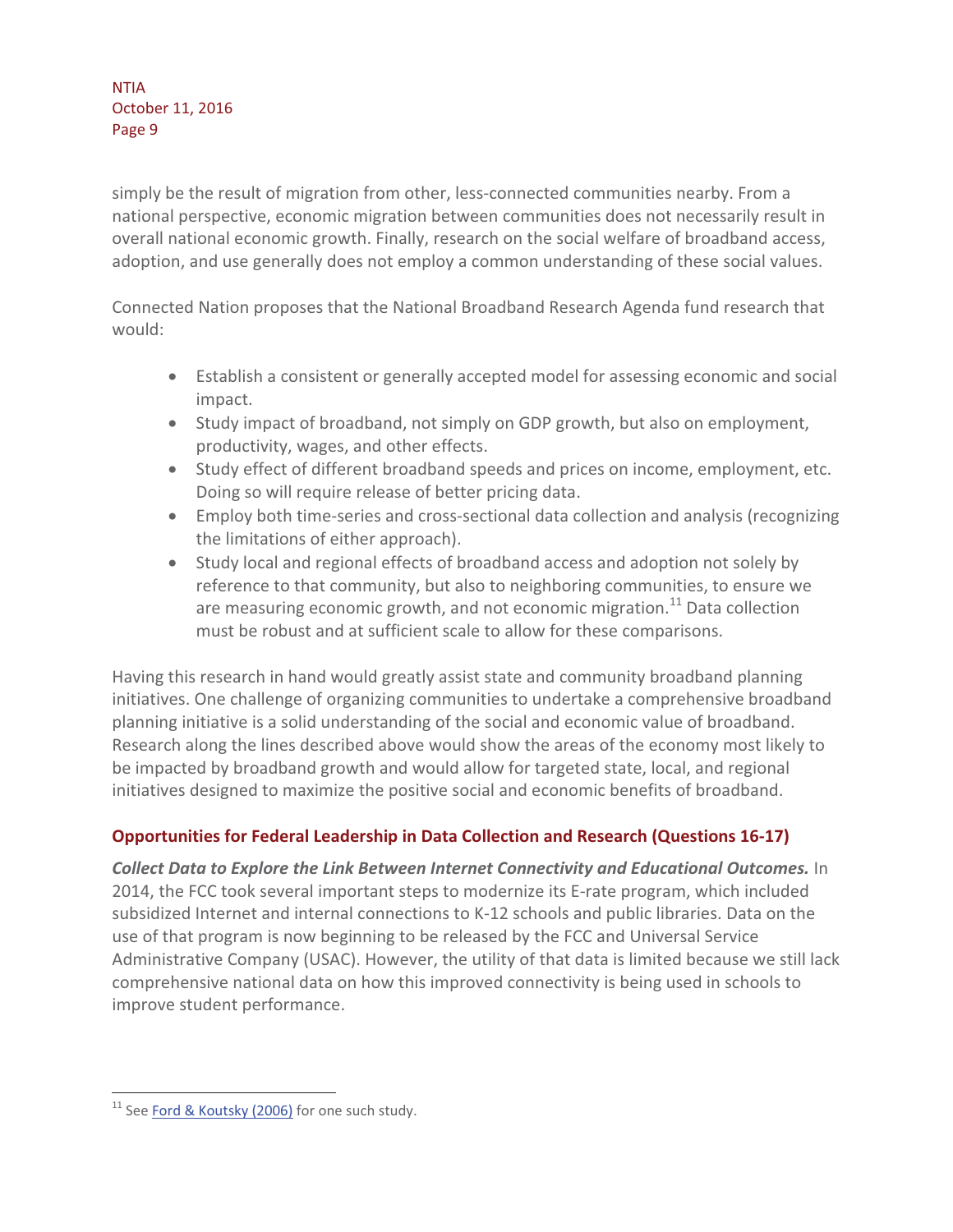simply be the result of migration from other, less-connected communities nearby. From a national perspective, economic migration between communities does not necessarily result in overall national economic growth. Finally, research on the social welfare of broadband access, adoption, and use generally does not employ a common understanding of these social values.

Connected Nation proposes that the National Broadband Research Agenda fund research that would:

- Establish a consistent or generally accepted model for assessing economic and social impact.
- Study impact of broadband, not simply on GDP growth, but also on employment, productivity, wages, and other effects.
- Study effect of different broadband speeds and prices on income, employment, etc. Doing so will require release of better pricing data.
- Employ both time-series and cross-sectional data collection and analysis (recognizing the limitations of either approach).
- Study local and regional effects of broadband access and adoption not solely by reference to that community, but also to neighboring communities, to ensure we are measuring economic growth, and not economic migration.[11] Data collection must be robust and at sufficient scale to allow for these comparisons.

Having this research in hand would greatly assist state and community broadband planning initiatives. One challenge of organizing communities to undertake a comprehensive broadband planning initiative is a solid understanding of the social and economic value of broadband. Research along the lines described above would show the areas of the economy most likely to be impacted by broadband growth and would allow for targeted state, local, and regional initiatives designed to maximize the positive social and economic benefits of broadband.

## Opportunities for Federal Leadership in Data Collection and Research (Questions 16-17)

***Collect Data to Explore the Link Between Internet Connectivity and Educational Outcomes.*** In 2014, the FCC took several important steps to modernize its E-rate program, which included subsidized Internet and internal connections to K-12 schools and public libraries. Data on the use of that program is now beginning to be released by the FCC and Universal Service Administrative Company (USAC). However, the utility of that data is limited because we still lack comprehensive national data on how this improved connectivity is being used in schools to improve student performance.

[11] See Ford & Koutsky (2006) for one such study.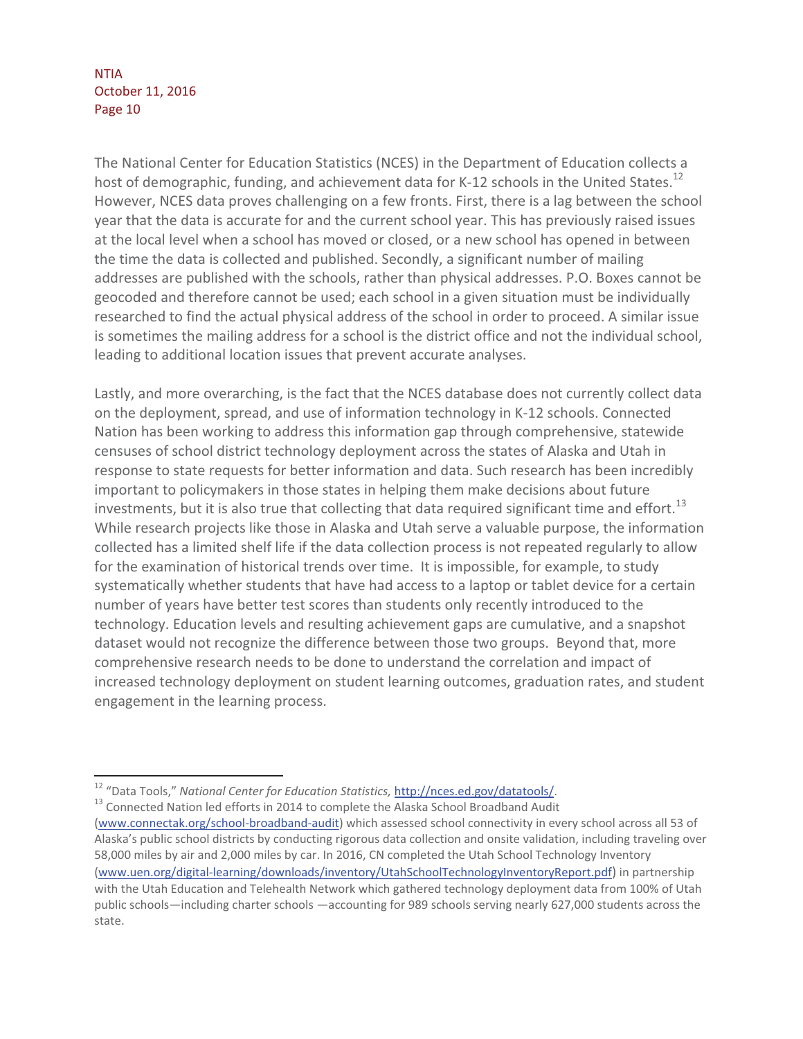The National Center for Education Statistics (NCES) in the Department of Education collects a host of demographic, funding, and achievement data for K-12 schools in the United States.[12] However, NCES data proves challenging on a few fronts. First, there is a lag between the school year that the data is accurate for and the current school year. This has previously raised issues at the local level when a school has moved or closed, or a new school has opened in between the time the data is collected and published. Secondly, a significant number of mailing addresses are published with the schools, rather than physical addresses. P.O. Boxes cannot be geocoded and therefore cannot be used; each school in a given situation must be individually researched to find the actual physical address of the school in order to proceed. A similar issue is sometimes the mailing address for a school is the district office and not the individual school, leading to additional location issues that prevent accurate analyses.

Lastly, and more overarching, is the fact that the NCES database does not currently collect data on the deployment, spread, and use of information technology in K-12 schools. Connected Nation has been working to address this information gap through comprehensive, statewide censuses of school district technology deployment across the states of Alaska and Utah in response to state requests for better information and data. Such research has been incredibly important to policymakers in those states in helping them make decisions about future investments, but it is also true that collecting that data required significant time and effort.[13] While research projects like those in Alaska and Utah serve a valuable purpose, the information collected has a limited shelf life if the data collection process is not repeated regularly to allow for the examination of historical trends over time. It is impossible, for example, to study systematically whether students that have had access to a laptop or tablet device for a certain number of years have better test scores than students only recently introduced to the technology. Education levels and resulting achievement gaps are cumulative, and a snapshot dataset would not recognize the difference between those two groups. Beyond that, more comprehensive research needs to be done to understand the correlation and impact of increased technology deployment on student learning outcomes, graduation rates, and student engagement in the learning process.

---

[12] "Data Tools," *National Center for Education Statistics,* http://nces.ed.gov/datatools/.

[13] Connected Nation led efforts in 2014 to complete the Alaska School Broadband Audit (www.connectak.org/school-broadband-audit) which assessed school connectivity in every school across all 53 of Alaska's public school districts by conducting rigorous data collection and onsite validation, including traveling over 58,000 miles by air and 2,000 miles by car. In 2016, CN completed the Utah School Technology Inventory (www.uen.org/digital-learning/downloads/inventory/UtahSchoolTechnologyInventoryReport.pdf) in partnership with the Utah Education and Telehealth Network which gathered technology deployment data from 100% of Utah public schools—including charter schools —accounting for 989 schools serving nearly 627,000 students across the state.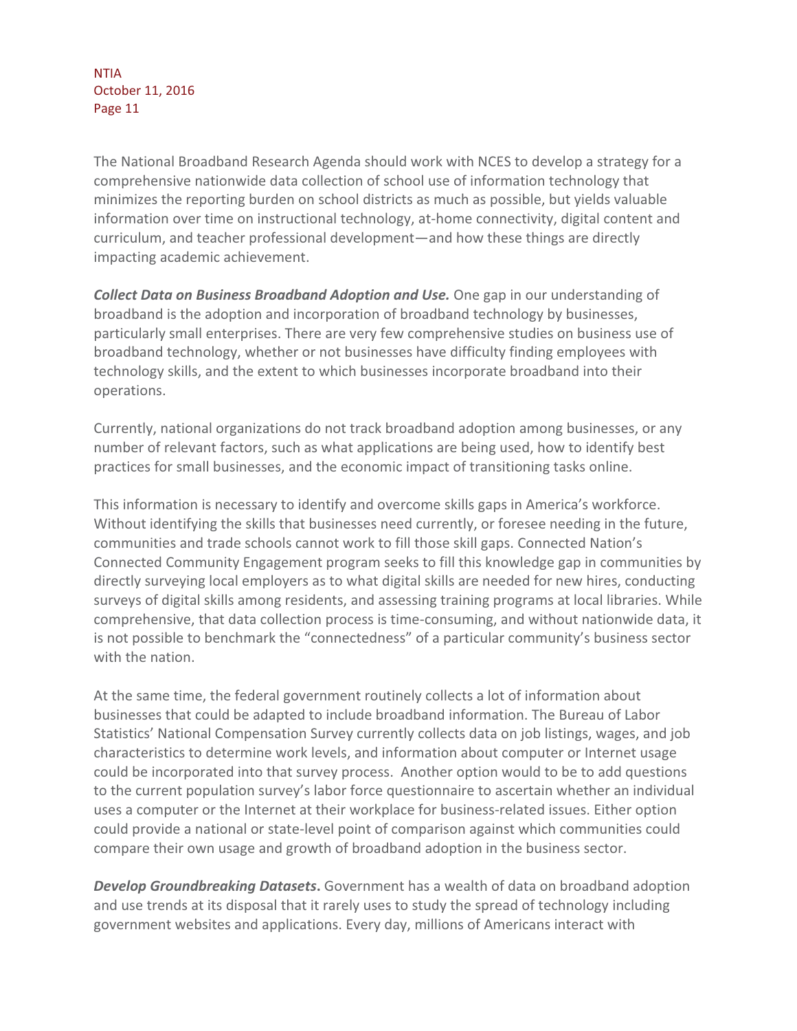The National Broadband Research Agenda should work with NCES to develop a strategy for a comprehensive nationwide data collection of school use of information technology that minimizes the reporting burden on school districts as much as possible, but yields valuable information over time on instructional technology, at-home connectivity, digital content and curriculum, and teacher professional development—and how these things are directly impacting academic achievement.

***Collect Data on Business Broadband Adoption and Use.*** One gap in our understanding of broadband is the adoption and incorporation of broadband technology by businesses, particularly small enterprises. There are very few comprehensive studies on business use of broadband technology, whether or not businesses have difficulty finding employees with technology skills, and the extent to which businesses incorporate broadband into their operations.

Currently, national organizations do not track broadband adoption among businesses, or any number of relevant factors, such as what applications are being used, how to identify best practices for small businesses, and the economic impact of transitioning tasks online.

This information is necessary to identify and overcome skills gaps in America's workforce. Without identifying the skills that businesses need currently, or foresee needing in the future, communities and trade schools cannot work to fill those skill gaps. Connected Nation's Connected Community Engagement program seeks to fill this knowledge gap in communities by directly surveying local employers as to what digital skills are needed for new hires, conducting surveys of digital skills among residents, and assessing training programs at local libraries. While comprehensive, that data collection process is time-consuming, and without nationwide data, it is not possible to benchmark the "connectedness" of a particular community's business sector with the nation.

At the same time, the federal government routinely collects a lot of information about businesses that could be adapted to include broadband information. The Bureau of Labor Statistics' National Compensation Survey currently collects data on job listings, wages, and job characteristics to determine work levels, and information about computer or Internet usage could be incorporated into that survey process. Another option would to be to add questions to the current population survey's labor force questionnaire to ascertain whether an individual uses a computer or the Internet at their workplace for business-related issues. Either option could provide a national or state-level point of comparison against which communities could compare their own usage and growth of broadband adoption in the business sector.

***Develop Groundbreaking Datasets*.** Government has a wealth of data on broadband adoption and use trends at its disposal that it rarely uses to study the spread of technology including government websites and applications. Every day, millions of Americans interact with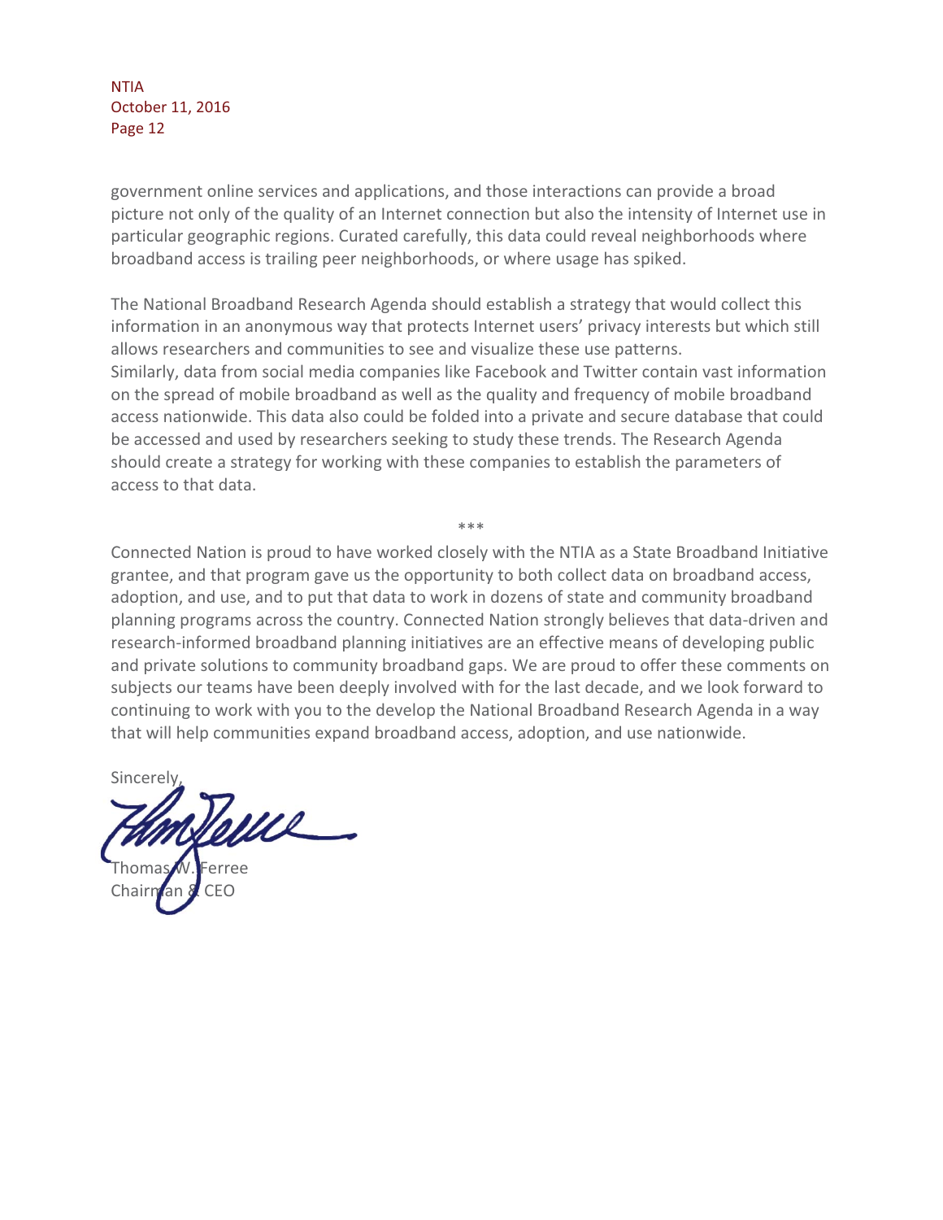government online services and applications, and those interactions can provide a broad picture not only of the quality of an Internet connection but also the intensity of Internet use in particular geographic regions. Curated carefully, this data could reveal neighborhoods where broadband access is trailing peer neighborhoods, or where usage has spiked.

The National Broadband Research Agenda should establish a strategy that would collect this information in an anonymous way that protects Internet users' privacy interests but which still allows researchers and communities to see and visualize these use patterns. Similarly, data from social media companies like Facebook and Twitter contain vast information on the spread of mobile broadband as well as the quality and frequency of mobile broadband access nationwide. This data also could be folded into a private and secure database that could be accessed and used by researchers seeking to study these trends. The Research Agenda should create a strategy for working with these companies to establish the parameters of access to that data.

\*\*\*

Connected Nation is proud to have worked closely with the NTIA as a State Broadband Initiative grantee, and that program gave us the opportunity to both collect data on broadband access, adoption, and use, and to put that data to work in dozens of state and community broadband planning programs across the country. Connected Nation strongly believes that data-driven and research-informed broadband planning initiatives are an effective means of developing public and private solutions to community broadband gaps. We are proud to offer these comments on subjects our teams have been deeply involved with for the last decade, and we look forward to continuing to work with you to the develop the National Broadband Research Agenda in a way that will help communities expand broadband access, adoption, and use nationwide.

Sincerely,

Thomas W. Ferree
Chairman & CEO